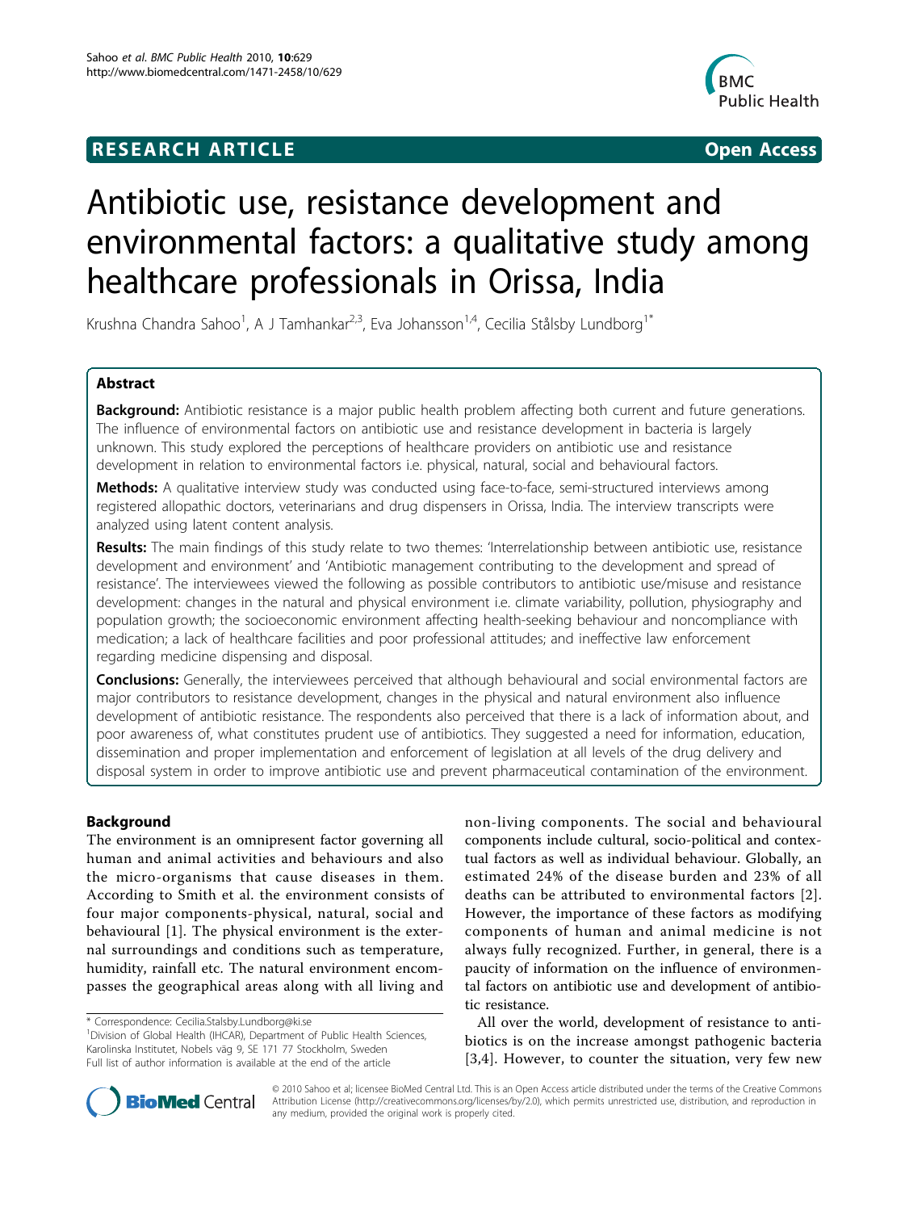RESEARCH ARTICLE | Open Access

# Antibiotic use, resistance development and environmental factors: a qualitative study among healthcare professionals in Orissa, India

Krushna Chandra Sahoo[1], A J Tamhankar[2,3], Eva Johansson[1,4], Cecilia Stålsby Lundborg[1*]

## Abstract

**Background:** Antibiotic resistance is a major public health problem affecting both current and future generations. The influence of environmental factors on antibiotic use and resistance development in bacteria is largely unknown. This study explored the perceptions of healthcare providers on antibiotic use and resistance development in relation to environmental factors i.e. physical, natural, social and behavioural factors.

**Methods:** A qualitative interview study was conducted using face-to-face, semi-structured interviews among registered allopathic doctors, veterinarians and drug dispensers in Orissa, India. The interview transcripts were analyzed using latent content analysis.

**Results:** The main findings of this study relate to two themes: 'Interrelationship between antibiotic use, resistance development and environment' and 'Antibiotic management contributing to the development and spread of resistance'. The interviewees viewed the following as possible contributors to antibiotic use/misuse and resistance development: changes in the natural and physical environment i.e. climate variability, pollution, physiography and population growth; the socioeconomic environment affecting health-seeking behaviour and noncompliance with medication; a lack of healthcare facilities and poor professional attitudes; and ineffective law enforcement regarding medicine dispensing and disposal.

**Conclusions:** Generally, the interviewees perceived that although behavioural and social environmental factors are major contributors to resistance development, changes in the physical and natural environment also influence development of antibiotic resistance. The respondents also perceived that there is a lack of information about, and poor awareness of, what constitutes prudent use of antibiotics. They suggested a need for information, education, dissemination and proper implementation and enforcement of legislation at all levels of the drug delivery and disposal system in order to improve antibiotic use and prevent pharmaceutical contamination of the environment.

## Background

The environment is an omnipresent factor governing all human and animal activities and behaviours and also the micro-organisms that cause diseases in them. According to Smith et al. the environment consists of four major components-physical, natural, social and behavioural [1]. The physical environment is the external surroundings and conditions such as temperature, humidity, rainfall etc. The natural environment encompasses the geographical areas along with all living and non-living components. The social and behavioural components include cultural, socio-political and contextual factors as well as individual behaviour. Globally, an estimated 24% of the disease burden and 23% of all deaths can be attributed to environmental factors [2]. However, the importance of these factors as modifying components of human and animal medicine is not always fully recognized. Further, in general, there is a paucity of information on the influence of environmental factors on antibiotic use and development of antibiotic resistance.

All over the world, development of resistance to antibiotics is on the increase amongst pathogenic bacteria [3,4]. However, to counter the situation, very few new

\* Correspondence: Cecilia.Stalsby.Lundborg@ki.se
[1]Division of Global Health (IHCAR), Department of Public Health Sciences, Karolinska Institutet, Nobels väg 9, SE 171 77 Stockholm, Sweden
Full list of author information is available at the end of the article

© 2010 Sahoo et al; licensee BioMed Central Ltd. This is an Open Access article distributed under the terms of the Creative Commons Attribution License (http://creativecommons.org/licenses/by/2.0), which permits unrestricted use, distribution, and reproduction in any medium, provided the original work is properly cited.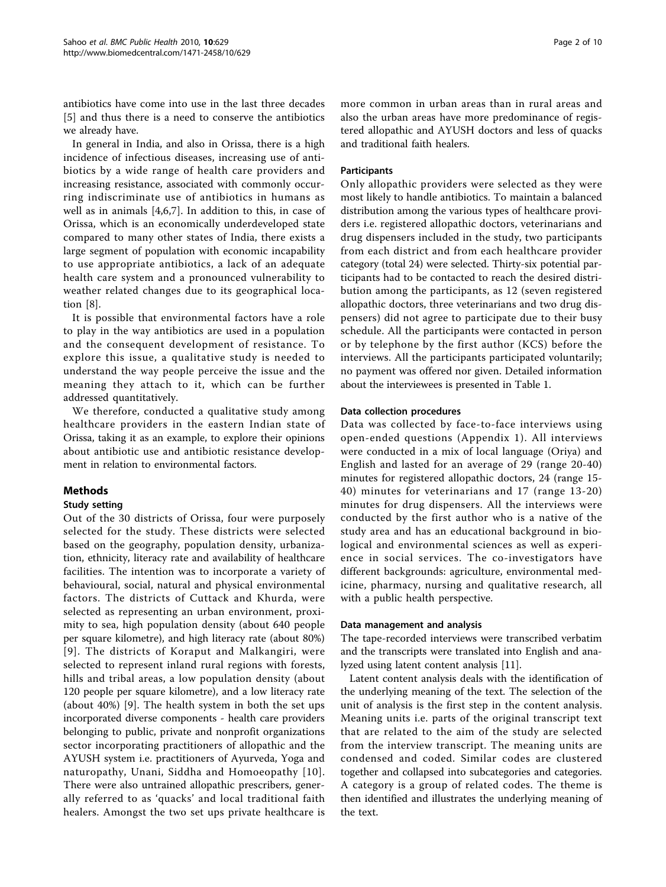antibiotics have come into use in the last three decades [5] and thus there is a need to conserve the antibiotics we already have.

In general in India, and also in Orissa, there is a high incidence of infectious diseases, increasing use of antibiotics by a wide range of health care providers and increasing resistance, associated with commonly occurring indiscriminate use of antibiotics in humans as well as in animals [4,6,7]. In addition to this, in case of Orissa, which is an economically underdeveloped state compared to many other states of India, there exists a large segment of population with economic incapability to use appropriate antibiotics, a lack of an adequate health care system and a pronounced vulnerability to weather related changes due to its geographical location [8].

It is possible that environmental factors have a role to play in the way antibiotics are used in a population and the consequent development of resistance. To explore this issue, a qualitative study is needed to understand the way people perceive the issue and the meaning they attach to it, which can be further addressed quantitatively.

We therefore, conducted a qualitative study among healthcare providers in the eastern Indian state of Orissa, taking it as an example, to explore their opinions about antibiotic use and antibiotic resistance development in relation to environmental factors.

## Methods

### Study setting

Out of the 30 districts of Orissa, four were purposely selected for the study. These districts were selected based on the geography, population density, urbanization, ethnicity, literacy rate and availability of healthcare facilities. The intention was to incorporate a variety of behavioural, social, natural and physical environmental factors. The districts of Cuttack and Khurda, were selected as representing an urban environment, proximity to sea, high population density (about 640 people per square kilometre), and high literacy rate (about 80%) [9]. The districts of Koraput and Malkangiri, were selected to represent inland rural regions with forests, hills and tribal areas, a low population density (about 120 people per square kilometre), and a low literacy rate (about 40%) [9]. The health system in both the set ups incorporated diverse components - health care providers belonging to public, private and nonprofit organizations sector incorporating practitioners of allopathic and the AYUSH system i.e. practitioners of Ayurveda, Yoga and naturopathy, Unani, Siddha and Homoeopathy [10]. There were also untrained allopathic prescribers, generally referred to as 'quacks' and local traditional faith healers. Amongst the two set ups private healthcare is more common in urban areas than in rural areas and also the urban areas have more predominance of registered allopathic and AYUSH doctors and less of quacks and traditional faith healers.

### Participants

Only allopathic providers were selected as they were most likely to handle antibiotics. To maintain a balanced distribution among the various types of healthcare providers i.e. registered allopathic doctors, veterinarians and drug dispensers included in the study, two participants from each district and from each healthcare provider category (total 24) were selected. Thirty-six potential participants had to be contacted to reach the desired distribution among the participants, as 12 (seven registered allopathic doctors, three veterinarians and two drug dispensers) did not agree to participate due to their busy schedule. All the participants were contacted in person or by telephone by the first author (KCS) before the interviews. All the participants participated voluntarily; no payment was offered nor given. Detailed information about the interviewees is presented in Table 1.

### Data collection procedures

Data was collected by face-to-face interviews using open-ended questions (Appendix 1). All interviews were conducted in a mix of local language (Oriya) and English and lasted for an average of 29 (range 20-40) minutes for registered allopathic doctors, 24 (range 15-40) minutes for veterinarians and 17 (range 13-20) minutes for drug dispensers. All the interviews were conducted by the first author who is a native of the study area and has an educational background in biological and environmental sciences as well as experience in social services. The co-investigators have different backgrounds: agriculture, environmental medicine, pharmacy, nursing and qualitative research, all with a public health perspective.

### Data management and analysis

The tape-recorded interviews were transcribed verbatim and the transcripts were translated into English and analyzed using latent content analysis [11].

Latent content analysis deals with the identification of the underlying meaning of the text. The selection of the unit of analysis is the first step in the content analysis. Meaning units i.e. parts of the original transcript text that are related to the aim of the study are selected from the interview transcript. The meaning units are condensed and coded. Similar codes are clustered together and collapsed into subcategories and categories. A category is a group of related codes. The theme is then identified and illustrates the underlying meaning of the text.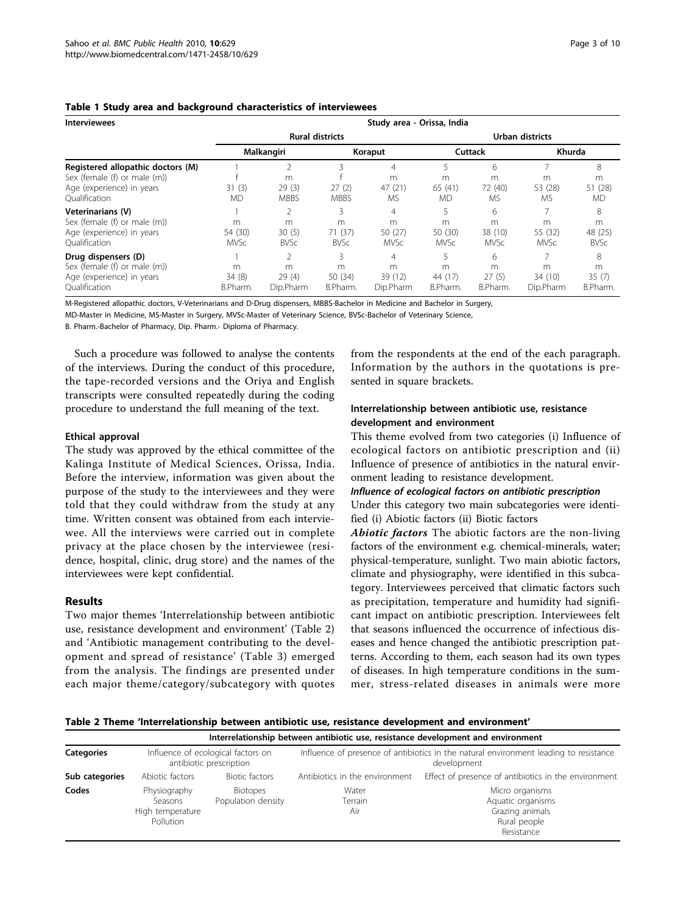**Table 1 Study area and background characteristics of interviewees**

| Interviewees | Study area - Orissa, India | | | | | | | |
|---|---|---|---|---|---|---|---|---|
| | Rural districts | | | | Urban districts | | | |
| | Malkangiri | | Koraput | | Cuttack | | Khurda | |
| **Registered allopathic doctors (M)** | 1 | 2 | 3 | 4 | 5 | 6 | 7 | 8 |
| Sex (female (f) or male (m)) | f | m | f | m | m | m | m | m |
| Age (experience) in years | 31 (3) | 29 (3) | 27 (2) | 47 (21) | 65 (41) | 72 (40) | 53 (28) | 51 (28) |
| Qualification | MD | MBBS | MBBS | MS | MD | MS | MS | MD |
| **Veterinarians (V)** | 1 | 2 | 3 | 4 | 5 | 6 | 7 | 8 |
| Sex (female (f) or male (m)) | m | m | m | m | m | m | m | m |
| Age (experience) in years | 54 (30) | 30 (5) | 71 (37) | 50 (27) | 50 (30) | 38 (10) | 55 (32) | 48 (25) |
| Qualification | MVSc | BVSc | BVSc | MVSc | MVSc | MVSc | MVSc | BVSc |
| **Drug dispensers (D)** | 1 | 2 | 3 | 4 | 5 | 6 | 7 | 8 |
| Sex (female (f) or male (m)) | m | m | m | m | m | m | m | m |
| Age (experience) in years | 34 (8) | 29 (4) | 50 (34) | 39 (12) | 44 (17) | 27 (5) | 34 (10) | 35 (7) |
| Qualification | B.Pharm. | Dip.Pharm | B.Pharm. | Dip.Pharm | B.Pharm. | B.Pharm. | Dip.Pharm | B.Pharm. |

M-Registered allopathic doctors, V-Veterinarians and D-Drug dispensers, MBBS-Bachelor in Medicine and Bachelor in Surgery,
MD-Master in Medicine, MS-Master in Surgery, MVSc-Master of Veterinary Science, BVSc-Bachelor of Veterinary Science,
B. Pharm.-Bachelor of Pharmacy, Dip. Pharm.- Diploma of Pharmacy.

Such a procedure was followed to analyse the contents of the interviews. During the conduct of this procedure, the tape-recorded versions and the Oriya and English transcripts were consulted repeatedly during the coding procedure to understand the full meaning of the text.

### Ethical approval

The study was approved by the ethical committee of the Kalinga Institute of Medical Sciences, Orissa, India. Before the interview, information was given about the purpose of the study to the interviewees and they were told that they could withdraw from the study at any time. Written consent was obtained from each interviewee. All the interviews were carried out in complete privacy at the place chosen by the interviewee (residence, hospital, clinic, drug store) and the names of the interviewees were kept confidential.

## Results

Two major themes 'Interrelationship between antibiotic use, resistance development and environment' (Table 2) and 'Antibiotic management contributing to the development and spread of resistance' (Table 3) emerged from the analysis. The findings are presented under each major theme/category/subcategory with quotes from the respondents at the end of the each paragraph. Information by the authors in the quotations is presented in square brackets.

### Interrelationship between antibiotic use, resistance development and environment

This theme evolved from two categories (i) Influence of ecological factors on antibiotic prescription and (ii) Influence of presence of antibiotics in the natural environment leading to resistance development.

#### *Influence of ecological factors on antibiotic prescription*

Under this category two main subcategories were identified (i) Abiotic factors (ii) Biotic factors

***Abiotic factors*** The abiotic factors are the non-living factors of the environment e.g. chemical-minerals, water; physical-temperature, sunlight. Two main abiotic factors, climate and physiography, were identified in this subcategory. Interviewees perceived that climatic factors such as precipitation, temperature and humidity had significant impact on antibiotic prescription. Interviewees felt that seasons influenced the occurrence of infectious diseases and hence changed the antibiotic prescription patterns. According to them, each season had its own types of diseases. In high temperature conditions in the summer, stress-related diseases in animals were more

**Table 2 Theme 'Interrelationship between antibiotic use, resistance development and environment'**

| | Interrelationship between antibiotic use, resistance development and environment | | | |
|---|---|---|---|---|
| **Categories** | Influence of ecological factors on antibiotic prescription | | Influence of presence of antibiotics in the natural environment leading to resistance development | |
| **Sub categories** | Abiotic factors | Biotic factors | Antibiotics in the environment | Effect of presence of antibiotics in the environment |
| **Codes** | Physiography<br>Seasons<br>High temperature<br>Pollution | Biotopes<br>Population density | Water<br>Terrain<br>Air | Micro organisms<br>Aquatic organisms<br>Grazing animals<br>Rural people<br>Resistance |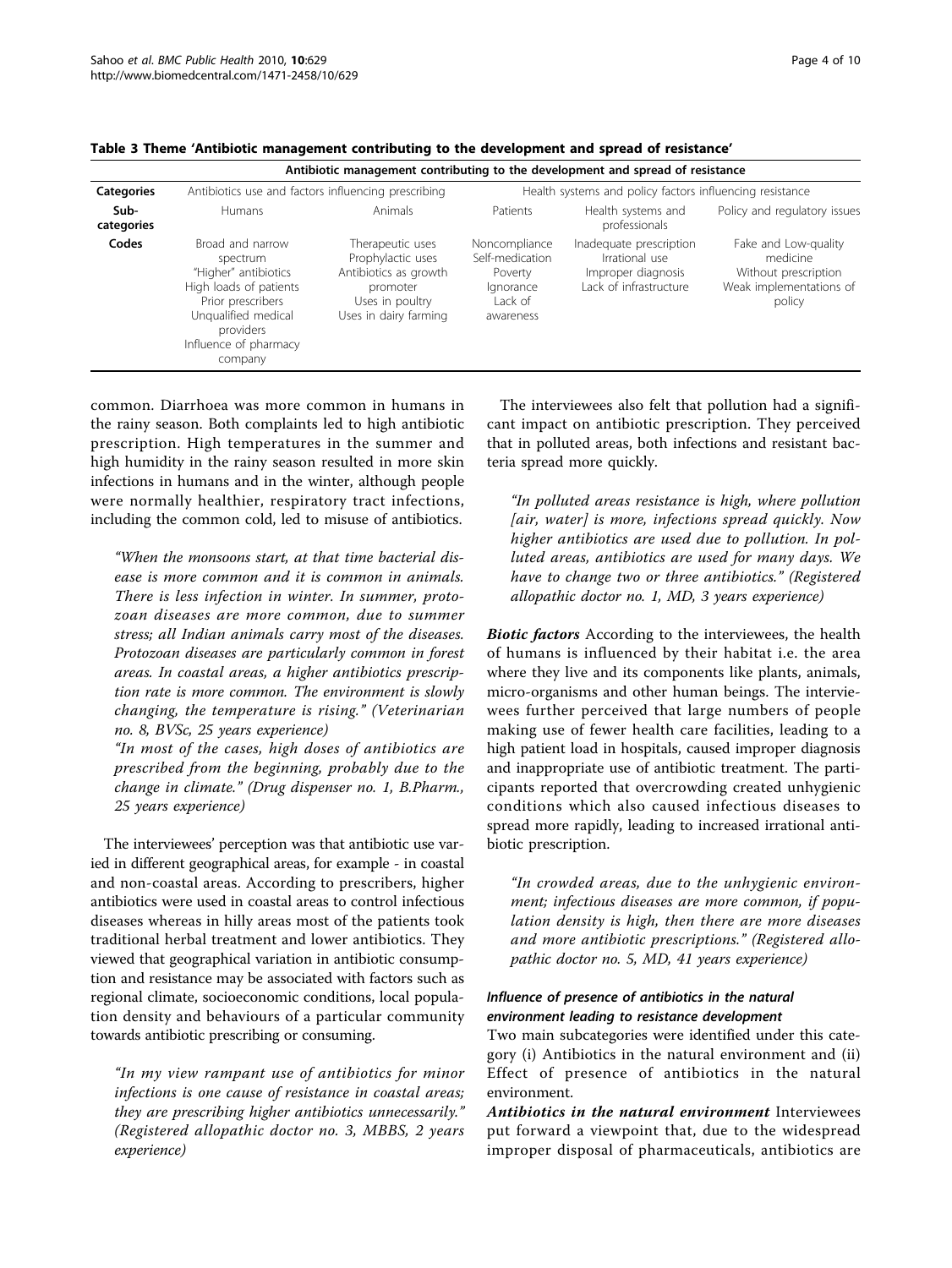**Table 3 Theme 'Antibiotic management contributing to the development and spread of resistance'**

| | Antibiotic management contributing to the development and spread of resistance | | | | |
|---|---|---|---|---|---|
| **Categories** | Antibiotics use and factors influencing prescribing | | Health systems and policy factors influencing resistance | | |
| **Sub-categories** | Humans | Animals | Patients | Health systems and professionals | Policy and regulatory issues |
| **Codes** | Broad and narrow spectrum<br>"Higher" antibiotics<br>High loads of patients<br>Prior prescribers<br>Unqualified medical providers<br>Influence of pharmacy company | Therapeutic uses<br>Prophylactic uses<br>Antibiotics as growth promoter<br>Uses in poultry<br>Uses in dairy farming | Noncompliance<br>Self-medication<br>Poverty<br>Ignorance<br>Lack of awareness | Inadequate prescription<br>Irrational use<br>Improper diagnosis<br>Lack of infrastructure | Fake and Low-quality medicine<br>Without prescription<br>Weak implementations of policy |

common. Diarrhoea was more common in humans in the rainy season. Both complaints led to high antibiotic prescription. High temperatures in the summer and high humidity in the rainy season resulted in more skin infections in humans and in the winter, although people were normally healthier, respiratory tract infections, including the common cold, led to misuse of antibiotics.

*"When the monsoons start, at that time bacterial disease is more common and it is common in animals. There is less infection in winter. In summer, protozoan diseases are more common, due to summer stress; all Indian animals carry most of the diseases. Protozoan diseases are particularly common in forest areas. In coastal areas, a higher antibiotics prescription rate is more common. The environment is slowly changing, the temperature is rising." (Veterinarian no. 8, BVSc, 25 years experience)*

*"In most of the cases, high doses of antibiotics are prescribed from the beginning, probably due to the change in climate." (Drug dispenser no. 1, B.Pharm., 25 years experience)*

The interviewees' perception was that antibiotic use varied in different geographical areas, for example - in coastal and non-coastal areas. According to prescribers, higher antibiotics were used in coastal areas to control infectious diseases whereas in hilly areas most of the patients took traditional herbal treatment and lower antibiotics. They viewed that geographical variation in antibiotic consumption and resistance may be associated with factors such as regional climate, socioeconomic conditions, local population density and behaviours of a particular community towards antibiotic prescribing or consuming.

*"In my view rampant use of antibiotics for minor infections is one cause of resistance in coastal areas; they are prescribing higher antibiotics unnecessarily." (Registered allopathic doctor no. 3, MBBS, 2 years experience)*

The interviewees also felt that pollution had a significant impact on antibiotic prescription. They perceived that in polluted areas, both infections and resistant bacteria spread more quickly.

*"In polluted areas resistance is high, where pollution [air, water] is more, infections spread quickly. Now higher antibiotics are used due to pollution. In polluted areas, antibiotics are used for many days. We have to change two or three antibiotics." (Registered allopathic doctor no. 1, MD, 3 years experience)*

***Biotic factors*** According to the interviewees, the health of humans is influenced by their habitat i.e. the area where they live and its components like plants, animals, micro-organisms and other human beings. The interviewees further perceived that large numbers of people making use of fewer health care facilities, leading to a high patient load in hospitals, caused improper diagnosis and inappropriate use of antibiotic treatment. The participants reported that overcrowding created unhygienic conditions which also caused infectious diseases to spread more rapidly, leading to increased irrational antibiotic prescription.

*"In crowded areas, due to the unhygienic environment; infectious diseases are more common, if population density is high, then there are more diseases and more antibiotic prescriptions." (Registered allopathic doctor no. 5, MD, 41 years experience)*

#### Influence of presence of antibiotics in the natural environment leading to resistance development

Two main subcategories were identified under this category (i) Antibiotics in the natural environment and (ii) Effect of presence of antibiotics in the natural environment.

***Antibiotics in the natural environment*** Interviewees put forward a viewpoint that, due to the widespread improper disposal of pharmaceuticals, antibiotics are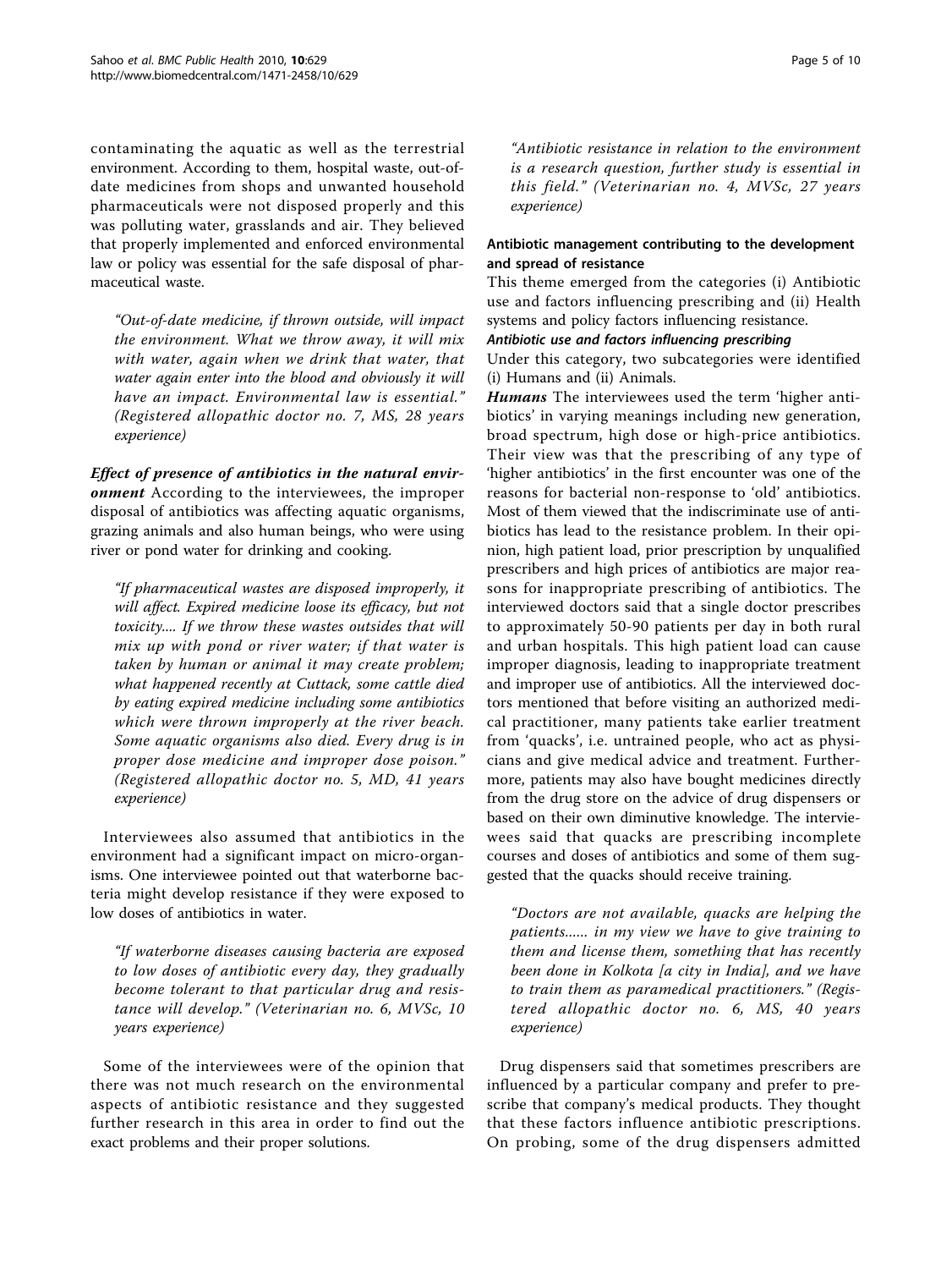contaminating the aquatic as well as the terrestrial environment. According to them, hospital waste, out-of-date medicines from shops and unwanted household pharmaceuticals were not disposed properly and this was polluting water, grasslands and air. They believed that properly implemented and enforced environmental law or policy was essential for the safe disposal of pharmaceutical waste.

> *"Out-of-date medicine, if thrown outside, will impact the environment. What we throw away, it will mix with water, again when we drink that water, that water again enter into the blood and obviously it will have an impact. Environmental law is essential."* (Registered allopathic doctor no. 7, MS, 28 years experience)

***Effect of presence of antibiotics in the natural environment*** According to the interviewees, the improper disposal of antibiotics was affecting aquatic organisms, grazing animals and also human beings, who were using river or pond water for drinking and cooking.

> *"If pharmaceutical wastes are disposed improperly, it will affect. Expired medicine loose its efficacy, but not toxicity.... If we throw these wastes outsides that will mix up with pond or river water; if that water is taken by human or animal it may create problem; what happened recently at Cuttack, some cattle died by eating expired medicine including some antibiotics which were thrown improperly at the river beach. Some aquatic organisms also died. Every drug is in proper dose medicine and improper dose poison."* (Registered allopathic doctor no. 5, MD, 41 years experience)

Interviewees also assumed that antibiotics in the environment had a significant impact on micro-organisms. One interviewee pointed out that waterborne bacteria might develop resistance if they were exposed to low doses of antibiotics in water.

> *"If waterborne diseases causing bacteria are exposed to low doses of antibiotic every day, they gradually become tolerant to that particular drug and resistance will develop."* (Veterinarian no. 6, MVSc, 10 years experience)

Some of the interviewees were of the opinion that there was not much research on the environmental aspects of antibiotic resistance and they suggested further research in this area in order to find out the exact problems and their proper solutions.

> *"Antibiotic resistance in relation to the environment is a research question, further study is essential in this field."* (Veterinarian no. 4, MVSc, 27 years experience)

### Antibiotic management contributing to the development and spread of resistance

This theme emerged from the categories (i) Antibiotic use and factors influencing prescribing and (ii) Health systems and policy factors influencing resistance.

#### *Antibiotic use and factors influencing prescribing*

Under this category, two subcategories were identified (i) Humans and (ii) Animals.

***Humans*** The interviewees used the term 'higher antibiotics' in varying meanings including new generation, broad spectrum, high dose or high-price antibiotics. Their view was that the prescribing of any type of 'higher antibiotics' in the first encounter was one of the reasons for bacterial non-response to 'old' antibiotics. Most of them viewed that the indiscriminate use of antibiotics has lead to the resistance problem. In their opinion, high patient load, prior prescription by unqualified prescribers and high prices of antibiotics are major reasons for inappropriate prescribing of antibiotics. The interviewed doctors said that a single doctor prescribes to approximately 50-90 patients per day in both rural and urban hospitals. This high patient load can cause improper diagnosis, leading to inappropriate treatment and improper use of antibiotics. All the interviewed doctors mentioned that before visiting an authorized medical practitioner, many patients take earlier treatment from 'quacks', i.e. untrained people, who act as physicians and give medical advice and treatment. Furthermore, patients may also have bought medicines directly from the drug store on the advice of drug dispensers or based on their own diminutive knowledge. The interviewees said that quacks are prescribing incomplete courses and doses of antibiotics and some of them suggested that the quacks should receive training.

> *"Doctors are not available, quacks are helping the patients...... in my view we have to give training to them and license them, something that has recently been done in Kolkota [a city in India], and we have to train them as paramedical practitioners."* (Registered allopathic doctor no. 6, MS, 40 years experience)

Drug dispensers said that sometimes prescribers are influenced by a particular company and prefer to prescribe that company's medical products. They thought that these factors influence antibiotic prescriptions. On probing, some of the drug dispensers admitted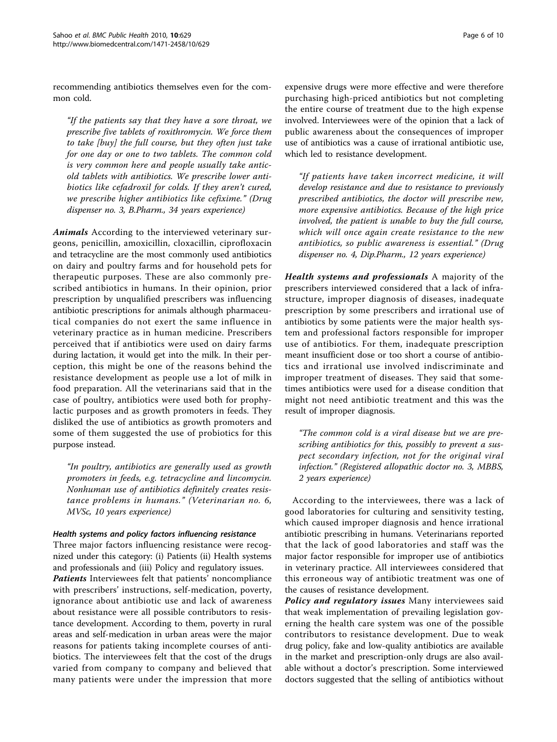recommending antibiotics themselves even for the common cold.

> *"If the patients say that they have a sore throat, we prescribe five tablets of roxithromycin. We force them to take [buy] the full course, but they often just take for one day or one to two tablets. The common cold is very common here and people usually take anticold tablets with antibiotics. We prescribe lower antibiotics like cefadroxil for colds. If they aren't cured, we prescribe higher antibiotics like cefixime." (Drug dispenser no. 3, B.Pharm., 34 years experience)*

***Animals*** According to the interviewed veterinary surgeons, penicillin, amoxicillin, cloxacillin, ciprofloxacin and tetracycline are the most commonly used antibiotics on dairy and poultry farms and for household pets for therapeutic purposes. These are also commonly prescribed antibiotics in humans. In their opinion, prior prescription by unqualified prescribers was influencing antibiotic prescriptions for animals although pharmaceutical companies do not exert the same influence in veterinary practice as in human medicine. Prescribers perceived that if antibiotics were used on dairy farms during lactation, it would get into the milk. In their perception, this might be one of the reasons behind the resistance development as people use a lot of milk in food preparation. All the veterinarians said that in the case of poultry, antibiotics were used both for prophylactic purposes and as growth promoters in feeds. They disliked the use of antibiotics as growth promoters and some of them suggested the use of probiotics for this purpose instead.

> *"In poultry, antibiotics are generally used as growth promoters in feeds, e.g. tetracycline and lincomycin. Nonhuman use of antibiotics definitely creates resistance problems in humans." (Veterinarian no. 6, MVSc, 10 years experience)*

#### Health systems and policy factors influencing resistance

Three major factors influencing resistance were recognized under this category: (i) Patients (ii) Health systems and professionals and (iii) Policy and regulatory issues.

***Patients*** Interviewees felt that patients' noncompliance with prescribers' instructions, self-medication, poverty, ignorance about antibiotic use and lack of awareness about resistance were all possible contributors to resistance development. According to them, poverty in rural areas and self-medication in urban areas were the major reasons for patients taking incomplete courses of antibiotics. The interviewees felt that the cost of the drugs varied from company to company and believed that many patients were under the impression that more expensive drugs were more effective and were therefore purchasing high-priced antibiotics but not completing the entire course of treatment due to the high expense involved. Interviewees were of the opinion that a lack of public awareness about the consequences of improper use of antibiotics was a cause of irrational antibiotic use, which led to resistance development.

> *"If patients have taken incorrect medicine, it will develop resistance and due to resistance to previously prescribed antibiotics, the doctor will prescribe new, more expensive antibiotics. Because of the high price involved, the patient is unable to buy the full course, which will once again create resistance to the new antibiotics, so public awareness is essential." (Drug dispenser no. 4, Dip.Pharm., 12 years experience)*

***Health systems and professionals*** A majority of the prescribers interviewed considered that a lack of infrastructure, improper diagnosis of diseases, inadequate prescription by some prescribers and irrational use of antibiotics by some patients were the major health system and professional factors responsible for improper use of antibiotics. For them, inadequate prescription meant insufficient dose or too short a course of antibiotics and irrational use involved indiscriminate and improper treatment of diseases. They said that sometimes antibiotics were used for a disease condition that might not need antibiotic treatment and this was the result of improper diagnosis.

> *"The common cold is a viral disease but we are prescribing antibiotics for this, possibly to prevent a suspect secondary infection, not for the original viral infection." (Registered allopathic doctor no. 3, MBBS, 2 years experience)*

According to the interviewees, there was a lack of good laboratories for culturing and sensitivity testing, which caused improper diagnosis and hence irrational antibiotic prescribing in humans. Veterinarians reported that the lack of good laboratories and staff was the major factor responsible for improper use of antibiotics in veterinary practice. All interviewees considered that this erroneous way of antibiotic treatment was one of the causes of resistance development.

***Policy and regulatory issues*** Many interviewees said that weak implementation of prevailing legislation governing the health care system was one of the possible contributors to resistance development. Due to weak drug policy, fake and low-quality antibiotics are available in the market and prescription-only drugs are also available without a doctor's prescription. Some interviewed doctors suggested that the selling of antibiotics without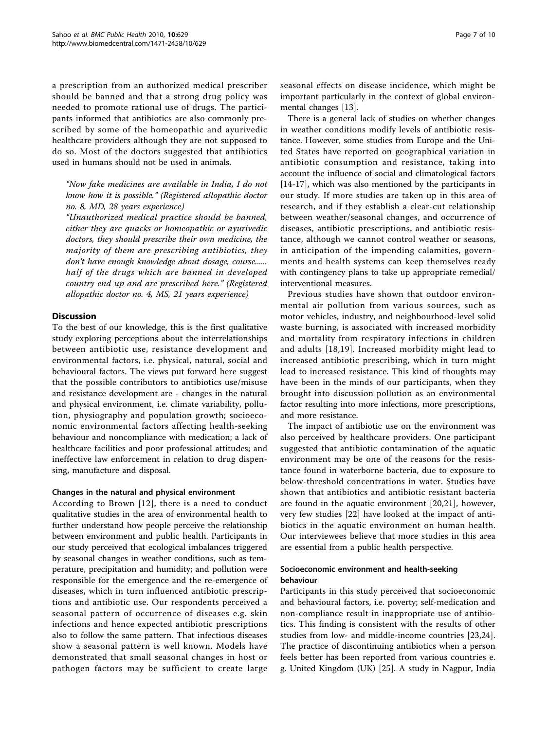a prescription from an authorized medical prescriber should be banned and that a strong drug policy was needed to promote rational use of drugs. The participants informed that antibiotics are also commonly prescribed by some of the homeopathic and ayurivedic healthcare providers although they are not supposed to do so. Most of the doctors suggested that antibiotics used in humans should not be used in animals.

*"Now fake medicines are available in India, I do not know how it is possible." (Registered allopathic doctor no. 8, MD, 28 years experience)*

*"Unauthorized medical practice should be banned, either they are quacks or homeopathic or ayurivedic doctors, they should prescribe their own medicine, the majority of them are prescribing antibiotics, they don't have enough knowledge about dosage, course...... half of the drugs which are banned in developed country end up and are prescribed here." (Registered allopathic doctor no. 4, MS, 21 years experience)*

## Discussion

To the best of our knowledge, this is the first qualitative study exploring perceptions about the interrelationships between antibiotic use, resistance development and environmental factors, i.e. physical, natural, social and behavioural factors. The views put forward here suggest that the possible contributors to antibiotics use/misuse and resistance development are - changes in the natural and physical environment, i.e. climate variability, pollution, physiography and population growth; socioeconomic environmental factors affecting health-seeking behaviour and noncompliance with medication; a lack of healthcare facilities and poor professional attitudes; and ineffective law enforcement in relation to drug dispensing, manufacture and disposal.

### Changes in the natural and physical environment

According to Brown [12], there is a need to conduct qualitative studies in the area of environmental health to further understand how people perceive the relationship between environment and public health. Participants in our study perceived that ecological imbalances triggered by seasonal changes in weather conditions, such as temperature, precipitation and humidity; and pollution were responsible for the emergence and the re-emergence of diseases, which in turn influenced antibiotic prescriptions and antibiotic use. Our respondents perceived a seasonal pattern of occurrence of diseases e.g. skin infections and hence expected antibiotic prescriptions also to follow the same pattern. That infectious diseases show a seasonal pattern is well known. Models have demonstrated that small seasonal changes in host or pathogen factors may be sufficient to create large seasonal effects on disease incidence, which might be important particularly in the context of global environmental changes [13].

There is a general lack of studies on whether changes in weather conditions modify levels of antibiotic resistance. However, some studies from Europe and the United States have reported on geographical variation in antibiotic consumption and resistance, taking into account the influence of social and climatological factors [14-17], which was also mentioned by the participants in our study. If more studies are taken up in this area of research, and if they establish a clear-cut relationship between weather/seasonal changes, and occurrence of diseases, antibiotic prescriptions, and antibiotic resistance, although we cannot control weather or seasons, in anticipation of the impending calamities, governments and health systems can keep themselves ready with contingency plans to take up appropriate remedial/interventional measures.

Previous studies have shown that outdoor environmental air pollution from various sources, such as motor vehicles, industry, and neighbourhood-level solid waste burning, is associated with increased morbidity and mortality from respiratory infections in children and adults [18,19]. Increased morbidity might lead to increased antibiotic prescribing, which in turn might lead to increased resistance. This kind of thoughts may have been in the minds of our participants, when they brought into discussion pollution as an environmental factor resulting into more infections, more prescriptions, and more resistance.

The impact of antibiotic use on the environment was also perceived by healthcare providers. One participant suggested that antibiotic contamination of the aquatic environment may be one of the reasons for the resistance found in waterborne bacteria, due to exposure to below-threshold concentrations in water. Studies have shown that antibiotics and antibiotic resistant bacteria are found in the aquatic environment [20,21], however, very few studies [22] have looked at the impact of antibiotics in the aquatic environment on human health. Our interviewees believe that more studies in this area are essential from a public health perspective.

### Socioeconomic environment and health-seeking behaviour

Participants in this study perceived that socioeconomic and behavioural factors, i.e. poverty; self-medication and non-compliance result in inappropriate use of antibiotics. This finding is consistent with the results of other studies from low- and middle-income countries [23,24]. The practice of discontinuing antibiotics when a person feels better has been reported from various countries e.g. United Kingdom (UK) [25]. A study in Nagpur, India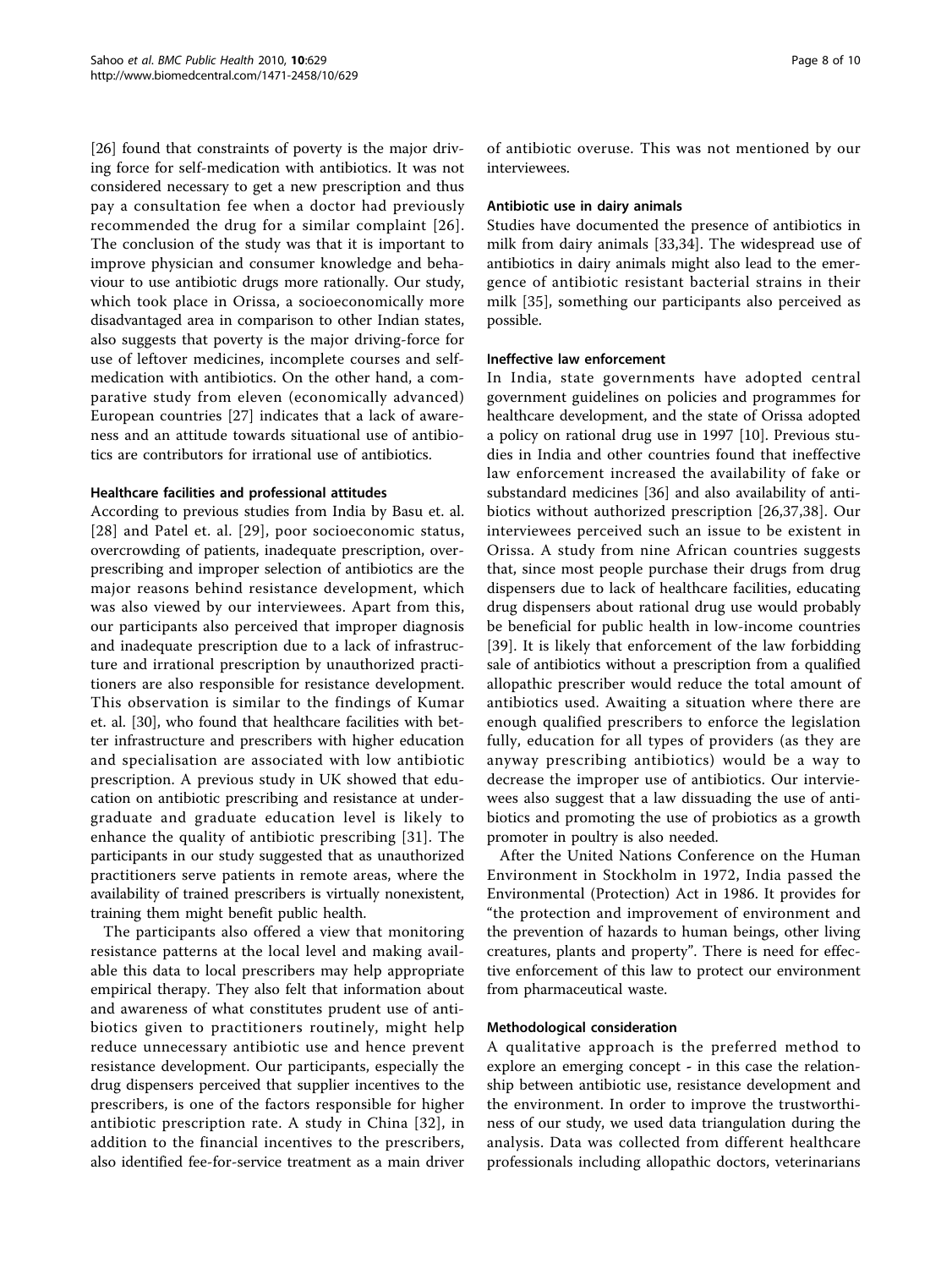[26] found that constraints of poverty is the major driving force for self-medication with antibiotics. It was not considered necessary to get a new prescription and thus pay a consultation fee when a doctor had previously recommended the drug for a similar complaint [26]. The conclusion of the study was that it is important to improve physician and consumer knowledge and behaviour to use antibiotic drugs more rationally. Our study, which took place in Orissa, a socioeconomically more disadvantaged area in comparison to other Indian states, also suggests that poverty is the major driving-force for use of leftover medicines, incomplete courses and self-medication with antibiotics. On the other hand, a comparative study from eleven (economically advanced) European countries [27] indicates that a lack of awareness and an attitude towards situational use of antibiotics are contributors for irrational use of antibiotics.

#### Healthcare facilities and professional attitudes

According to previous studies from India by Basu et. al. [28] and Patel et. al. [29], poor socioeconomic status, overcrowding of patients, inadequate prescription, over-prescribing and improper selection of antibiotics are the major reasons behind resistance development, which was also viewed by our interviewees. Apart from this, our participants also perceived that improper diagnosis and inadequate prescription due to a lack of infrastructure and irrational prescription by unauthorized practitioners are also responsible for resistance development. This observation is similar to the findings of Kumar et. al. [30], who found that healthcare facilities with better infrastructure and prescribers with higher education and specialisation are associated with low antibiotic prescription. A previous study in UK showed that education on antibiotic prescribing and resistance at undergraduate and graduate education level is likely to enhance the quality of antibiotic prescribing [31]. The participants in our study suggested that as unauthorized practitioners serve patients in remote areas, where the availability of trained prescribers is virtually nonexistent, training them might benefit public health.

The participants also offered a view that monitoring resistance patterns at the local level and making available this data to local prescribers may help appropriate empirical therapy. They also felt that information about and awareness of what constitutes prudent use of antibiotics given to practitioners routinely, might help reduce unnecessary antibiotic use and hence prevent resistance development. Our participants, especially the drug dispensers perceived that supplier incentives to the prescribers, is one of the factors responsible for higher antibiotic prescription rate. A study in China [32], in addition to the financial incentives to the prescribers, also identified fee-for-service treatment as a main driver of antibiotic overuse. This was not mentioned by our interviewees.

#### Antibiotic use in dairy animals

Studies have documented the presence of antibiotics in milk from dairy animals [33,34]. The widespread use of antibiotics in dairy animals might also lead to the emergence of antibiotic resistant bacterial strains in their milk [35], something our participants also perceived as possible.

#### Ineffective law enforcement

In India, state governments have adopted central government guidelines on policies and programmes for healthcare development, and the state of Orissa adopted a policy on rational drug use in 1997 [10]. Previous studies in India and other countries found that ineffective law enforcement increased the availability of fake or substandard medicines [36] and also availability of antibiotics without authorized prescription [26,37,38]. Our interviewees perceived such an issue to be existent in Orissa. A study from nine African countries suggests that, since most people purchase their drugs from drug dispensers due to lack of healthcare facilities, educating drug dispensers about rational drug use would probably be beneficial for public health in low-income countries [39]. It is likely that enforcement of the law forbidding sale of antibiotics without a prescription from a qualified allopathic prescriber would reduce the total amount of antibiotics used. Awaiting a situation where there are enough qualified prescribers to enforce the legislation fully, education for all types of providers (as they are anyway prescribing antibiotics) would be a way to decrease the improper use of antibiotics. Our interviewees also suggest that a law dissuading the use of antibiotics and promoting the use of probiotics as a growth promoter in poultry is also needed.

After the United Nations Conference on the Human Environment in Stockholm in 1972, India passed the Environmental (Protection) Act in 1986. It provides for "the protection and improvement of environment and the prevention of hazards to human beings, other living creatures, plants and property". There is need for effective enforcement of this law to protect our environment from pharmaceutical waste.

#### Methodological consideration

A qualitative approach is the preferred method to explore an emerging concept - in this case the relationship between antibiotic use, resistance development and the environment. In order to improve the trustworthiness of our study, we used data triangulation during the analysis. Data was collected from different healthcare professionals including allopathic doctors, veterinarians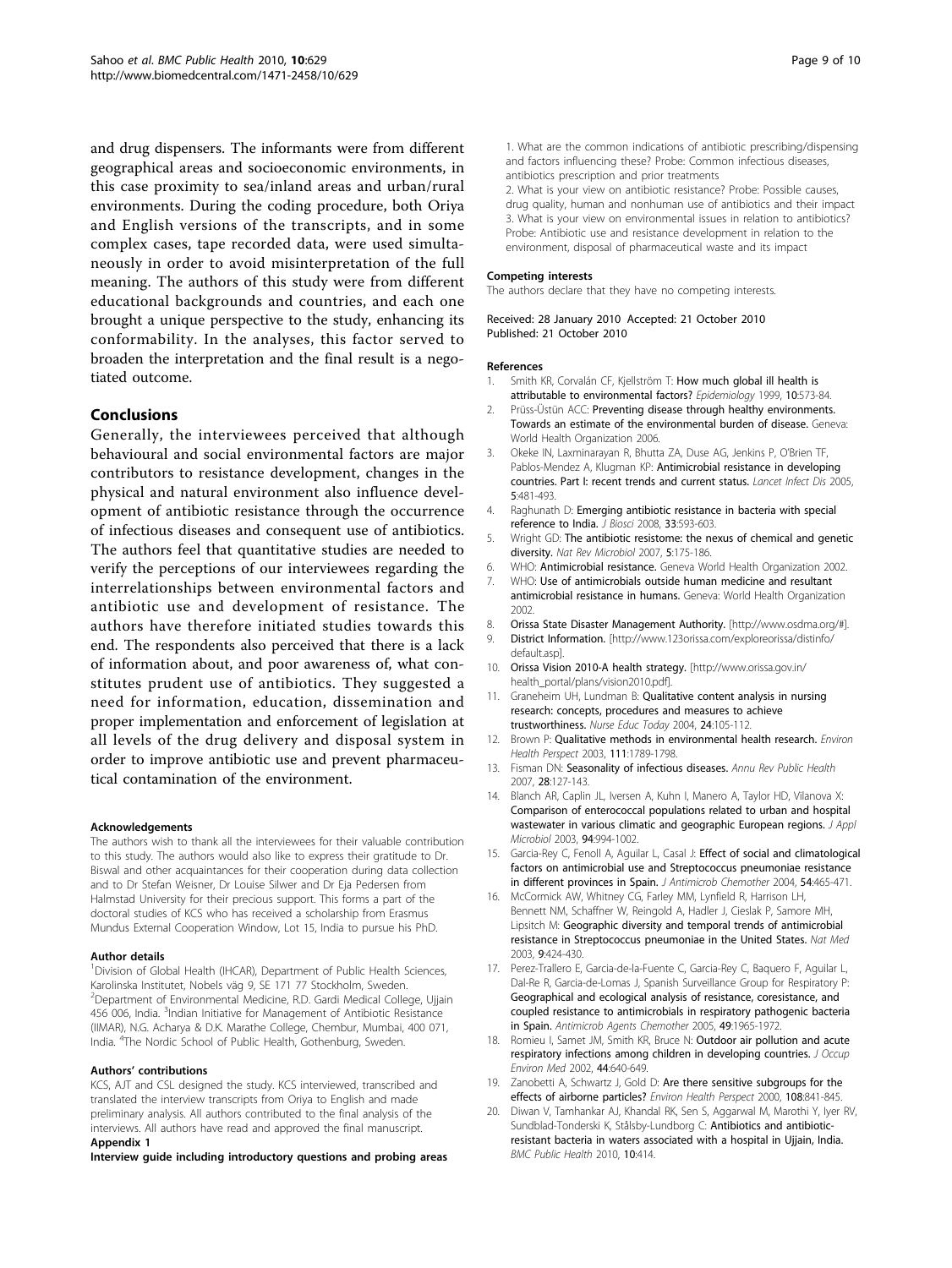and drug dispensers. The informants were from different geographical areas and socioeconomic environments, in this case proximity to sea/inland areas and urban/rural environments. During the coding procedure, both Oriya and English versions of the transcripts, and in some complex cases, tape recorded data, were used simultaneously in order to avoid misinterpretation of the full meaning. The authors of this study were from different educational backgrounds and countries, and each one brought a unique perspective to the study, enhancing its conformability. In the analyses, this factor served to broaden the interpretation and the final result is a negotiated outcome.

## Conclusions

Generally, the interviewees perceived that although behavioural and social environmental factors are major contributors to resistance development, changes in the physical and natural environment also influence development of antibiotic resistance through the occurrence of infectious diseases and consequent use of antibiotics. The authors feel that quantitative studies are needed to verify the perceptions of our interviewees regarding the interrelationships between environmental factors and antibiotic use and development of resistance. The authors have therefore initiated studies towards this end. The respondents also perceived that there is a lack of information about, and poor awareness of, what constitutes prudent use of antibiotics. They suggested a need for information, education, dissemination and proper implementation and enforcement of legislation at all levels of the drug delivery and disposal system in order to improve antibiotic use and prevent pharmaceutical contamination of the environment.

#### Acknowledgements

The authors wish to thank all the interviewees for their valuable contribution to this study. The authors would also like to express their gratitude to Dr. Biswal and other acquaintances for their cooperation during data collection and to Dr Stefan Weisner, Dr Louise Silwer and Dr Eja Pedersen from Halmstad University for their precious support. This forms a part of the doctoral studies of KCS who has received a scholarship from Erasmus Mundus External Cooperation Window, Lot 15, India to pursue his PhD.

#### Author details

[1]Division of Global Health (IHCAR), Department of Public Health Sciences, Karolinska Institutet, Nobels väg 9, SE 171 77 Stockholm, Sweden. [2]Department of Environmental Medicine, R.D. Gardi Medical College, Ujjain 456 006, India. [3]Indian Initiative for Management of Antibiotic Resistance (IIMAR), N.G. Acharya & D.K. Marathe College, Chembur, Mumbai, 400 071, India. [4]The Nordic School of Public Health, Gothenburg, Sweden.

#### Authors' contributions

KCS, AJT and CSL designed the study. KCS interviewed, transcribed and translated the interview transcripts from Oriya to English and made preliminary analysis. All authors contributed to the final analysis of the interviews. All authors have read and approved the final manuscript.

#### Appendix 1

**Interview guide including introductory questions and probing areas**

1. What are the common indications of antibiotic prescribing/dispensing and factors influencing these? Probe: Common infectious diseases, antibiotics prescription and prior treatments
2. What is your view on antibiotic resistance? Probe: Possible causes, drug quality, human and nonhuman use of antibiotics and their impact
3. What is your view on environmental issues in relation to antibiotics? Probe: Antibiotic use and resistance development in relation to the environment, disposal of pharmaceutical waste and its impact

#### Competing interests

The authors declare that they have no competing interests.

Received: 28 January 2010 Accepted: 21 October 2010
Published: 21 October 2010

#### References

1. Smith KR, Corvalán CF, Kjellström T: **How much global ill health is attributable to environmental factors?** *Epidemiology* 1999, **10**:573-84.
2. Prüss-Üstün ACC: **Preventing disease through healthy environments. Towards an estimate of the environmental burden of disease.** Geneva: World Health Organization 2006.
3. Okeke IN, Laxminarayan R, Bhutta ZA, Duse AG, Jenkins P, O'Brien TF, Pablos-Mendez A, Klugman KP: **Antimicrobial resistance in developing countries. Part I: recent trends and current status.** *Lancet Infect Dis* 2005, **5**:481-493.
4. Raghunath D: **Emerging antibiotic resistance in bacteria with special reference to India.** *J Biosci* 2008, **33**:593-603.
5. Wright GD: **The antibiotic resistome: the nexus of chemical and genetic diversity.** *Nat Rev Microbiol* 2007, **5**:175-186.
6. WHO: **Antimicrobial resistance.** Geneva World Health Organization 2002.
7. WHO: **Use of antimicrobials outside human medicine and resultant antimicrobial resistance in humans.** Geneva: World Health Organization 2002.
8. **Orissa State Disaster Management Authority.** [http://www.osdma.org/#].
9. **District Information.** [http://www.123orissa.com/exploreorissa/distinfo/default.asp].
10. **Orissa Vision 2010-A health strategy.** [http://www.orissa.gov.in/health_portal/plans/vision2010.pdf].
11. Graneheim UH, Lundman B: **Qualitative content analysis in nursing research: concepts, procedures and measures to achieve trustworthiness.** *Nurse Educ Today* 2004, **24**:105-112.
12. Brown P: **Qualitative methods in environmental health research.** *Environ Health Perspect* 2003, **111**:1789-1798.
13. Fisman DN: **Seasonality of infectious diseases.** *Annu Rev Public Health* 2007, **28**:127-143.
14. Blanch AR, Caplin JL, Iversen A, Kuhn I, Manero A, Taylor HD, Vilanova X: **Comparison of enterococcal populations related to urban and hospital wastewater in various climatic and geographic European regions.** *J Appl Microbiol* 2003, **94**:994-1002.
15. Garcia-Rey C, Fenoll A, Aguilar L, Casal J: **Effect of social and climatological factors on antimicrobial use and Streptococcus pneumoniae resistance in different provinces in Spain.** *J Antimicrob Chemother* 2004, **54**:465-471.
16. McCormick AW, Whitney CG, Farley MM, Lynfield R, Harrison LH, Bennett NM, Schaffner W, Reingold A, Hadler J, Cieslak P, Samore MH, Lipsitch M: **Geographic diversity and temporal trends of antimicrobial resistance in Streptococcus pneumoniae in the United States.** *Nat Med* 2003, **9**:424-430.
17. Perez-Trallero E, Garcia-de-la-Fuente C, Garcia-Rey C, Baquero F, Aguilar L, Dal-Re R, Garcia-de-Lomas J, Spanish Surveillance Group for Respiratory P: **Geographical and ecological analysis of resistance, coresistance, and coupled resistance to antimicrobials in respiratory pathogenic bacteria in Spain.** *Antimicrob Agents Chemother* 2005, **49**:1965-1972.
18. Romieu I, Samet JM, Smith KR, Bruce N: **Outdoor air pollution and acute respiratory infections among children in developing countries.** *J Occup Environ Med* 2002, **44**:640-649.
19. Zanobetti A, Schwartz J, Gold D: **Are there sensitive subgroups for the effects of airborne particles?** *Environ Health Perspect* 2000, **108**:841-845.
20. Diwan V, Tamhankar AJ, Khandal RK, Sen S, Aggarwal M, Marothi Y, Iyer RV, Sundblad-Tonderski K, Stålsby-Lundborg C: **Antibiotics and antibiotic-resistant bacteria in waters associated with a hospital in Ujjain, India.** *BMC Public Health* 2010, **10**:414.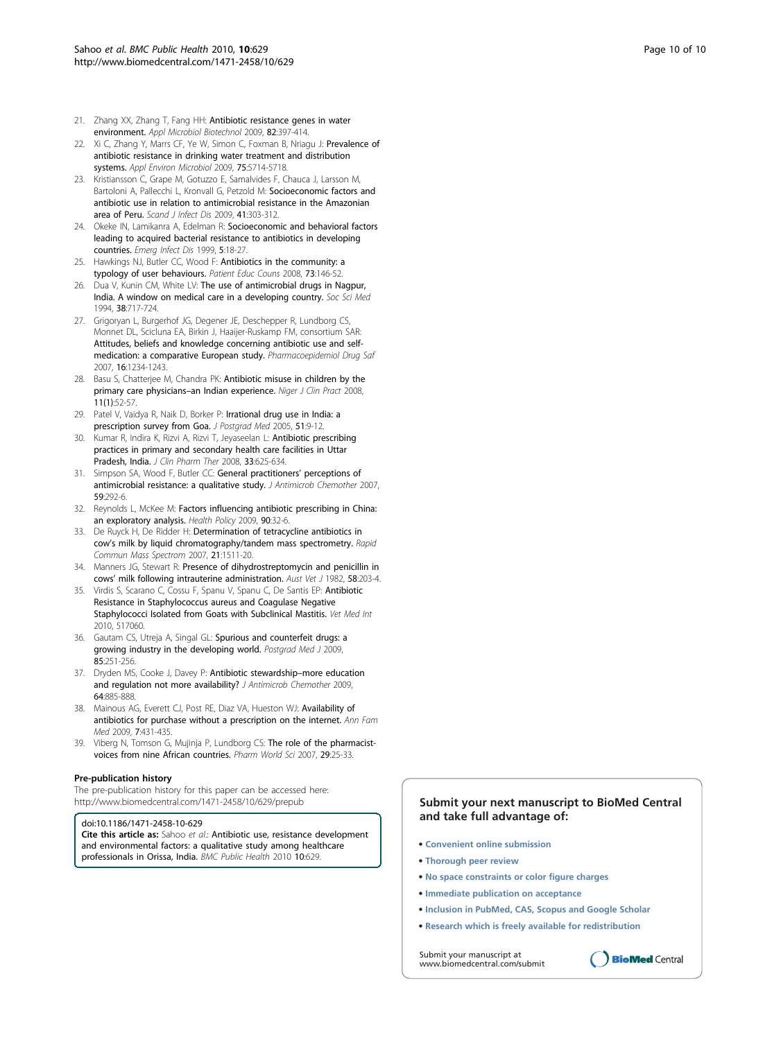21. Zhang XX, Zhang T, Fang HH: **Antibiotic resistance genes in water environment.** *Appl Microbiol Biotechnol* 2009, **82**:397-414.
22. Xi C, Zhang Y, Marrs CF, Ye W, Simon C, Foxman B, Nriagu J: **Prevalence of antibiotic resistance in drinking water treatment and distribution systems.** *Appl Environ Microbiol* 2009, **75**:5714-5718.
23. Kristiansson C, Grape M, Gotuzzo E, Samalvides F, Chauca J, Larsson M, Bartoloni A, Pallecchi L, Kronvall G, Petzold M: **Socioeconomic factors and antibiotic use in relation to antimicrobial resistance in the Amazonian area of Peru.** *Scand J Infect Dis* 2009, **41**:303-312.
24. Okeke IN, Lamikanra A, Edelman R: **Socioeconomic and behavioral factors leading to acquired bacterial resistance to antibiotics in developing countries.** *Emerg Infect Dis* 1999, **5**:18-27.
25. Hawkings NJ, Butler CC, Wood F: **Antibiotics in the community: a typology of user behaviours.** *Patient Educ Couns* 2008, **73**:146-52.
26. Dua V, Kunin CM, White LV: **The use of antimicrobial drugs in Nagpur, India. A window on medical care in a developing country.** *Soc Sci Med* 1994, **38**:717-724.
27. Grigoryan L, Burgerhof JG, Degener JE, Deschepper R, Lundborg CS, Monnet DL, Scicluna EA, Birkin J, Haaijer-Ruskamp FM, consortium SAR: **Attitudes, beliefs and knowledge concerning antibiotic use and self-medication: a comparative European study.** *Pharmacoepidemiol Drug Saf* 2007, **16**:1234-1243.
28. Basu S, Chatterjee M, Chandra PK: **Antibiotic misuse in children by the primary care physicians–an Indian experience.** *Niger J Clin Pract* 2008, **11(1)**:52-57.
29. Patel V, Vaidya R, Naik D, Borker P: **Irrational drug use in India: a prescription survey from Goa.** *J Postgrad Med* 2005, **51**:9-12.
30. Kumar R, Indira K, Rizvi A, Rizvi T, Jeyaseelan L: **Antibiotic prescribing practices in primary and secondary health care facilities in Uttar Pradesh, India.** *J Clin Pharm Ther* 2008, **33**:625-634.
31. Simpson SA, Wood F, Butler CC: **General practitioners' perceptions of antimicrobial resistance: a qualitative study.** *J Antimicrob Chemother* 2007, **59**:292-6.
32. Reynolds L, McKee M: **Factors influencing antibiotic prescribing in China: an exploratory analysis.** *Health Policy* 2009, **90**:32-6.
33. De Ruyck H, De Ridder H: **Determination of tetracycline antibiotics in cow's milk by liquid chromatography/tandem mass spectrometry.** *Rapid Commun Mass Spectrom* 2007, **21**:1511-20.
34. Manners JG, Stewart R: **Presence of dihydrostreptomycin and penicillin in cows' milk following intrauterine administration.** *Aust Vet J* 1982, **58**:203-4.
35. Virdis S, Scarano C, Cossu F, Spanu V, Spanu C, De Santis EP: **Antibiotic Resistance in Staphylococcus aureus and Coagulase Negative Staphylococci Isolated from Goats with Subclinical Mastitis.** *Vet Med Int* 2010, 517060.
36. Gautam CS, Utreja A, Singal GL: **Spurious and counterfeit drugs: a growing industry in the developing world.** *Postgrad Med J* 2009, **85**:251-256.
37. Dryden MS, Cooke J, Davey P: **Antibiotic stewardship–more education and regulation not more availability?** *J Antimicrob Chemother* 2009, **64**:885-888.
38. Mainous AG, Everett CJ, Post RE, Diaz VA, Hueston WJ: **Availability of antibiotics for purchase without a prescription on the internet.** *Ann Fam Med* 2009, **7**:431-435.
39. Viberg N, Tomson G, Mujinja P, Lundborg CS: **The role of the pharmacist-voices from nine African countries.** *Pharm World Sci* 2007, **29**:25-33.

#### Pre-publication history

The pre-publication history for this paper can be accessed here: http://www.biomedcentral.com/1471-2458/10/629/prepub

doi:10.1186/1471-2458-10-629

**Cite this article as:** Sahoo *et al.*: Antibiotic use, resistance development and environmental factors: a qualitative study among healthcare professionals in Orissa, India. *BMC Public Health* 2010 **10**:629.

**Submit your next manuscript to BioMed Central and take full advantage of:**

- Convenient online submission
- Thorough peer review
- No space constraints or color figure charges
- Immediate publication on acceptance
- Inclusion in PubMed, CAS, Scopus and Google Scholar
- Research which is freely available for redistribution

Submit your manuscript at www.biomedcentral.com/submit

BioMed Central